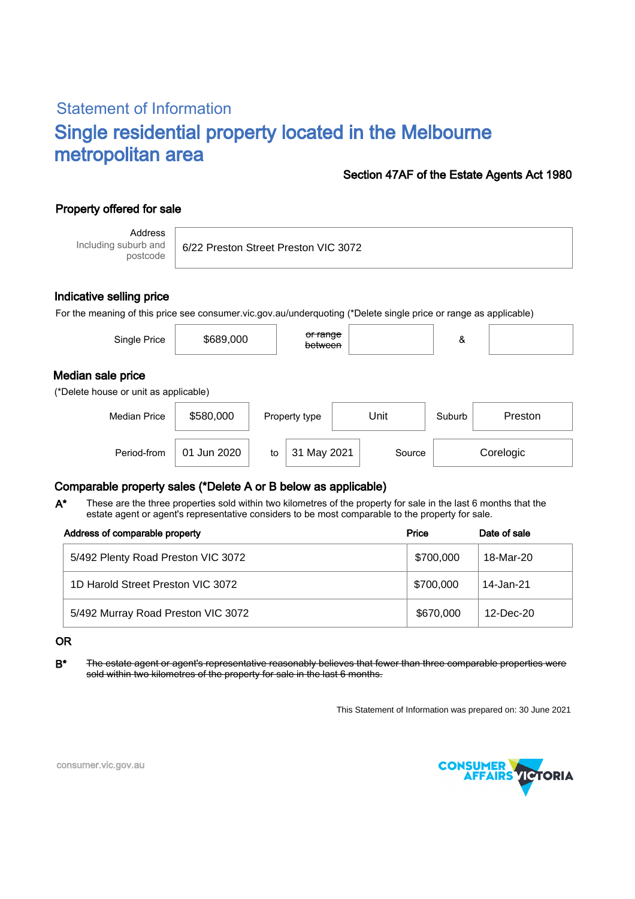## Statement of Information

# Single residential property located in the Melbourne metropolitan area

**Section 47AF of the Estate Agents Act 1980**

### Property offered for sale

| Address Including suburb and postcode | 6/22 Preston Street Preston VIC 3072 |
|---|---|

### Indicative selling price

For the meaning of this price see consumer.vic.gov.au/underquoting (*Delete single price or range as applicable)

| Single Price | $689,000 | ~~or range between~~ | | & | |
|---|---|---|---|---|---|

### Median sale price

(*Delete house or unit as applicable)

| Median Price | $580,000 | Property type | Unit | Suburb | Preston |
|---|---|---|---|---|---|
| Period-from | 01 Jun 2020 | to | 31 May 2021 | Source | Corelogic |

### Comparable property sales (*Delete A or B below as applicable)

**A*** These are the three properties sold within two kilometres of the property for sale in the last 6 months that the estate agent or agent's representative considers to be most comparable to the property for sale.

| Address of comparable property | Price | Date of sale |
|---|---|---|
| 5/492 Plenty Road Preston VIC 3072 | $700,000 | 18-Mar-20 |
| 1D Harold Street Preston VIC 3072 | $700,000 | 14-Jan-21 |
| 5/492 Murray Road Preston VIC 3072 | $670,000 | 12-Dec-20 |

OR

**B*** ~~The estate agent or agent's representative reasonably believes that fewer than three comparable properties were sold within two kilometres of the property for sale in the last 6 months.~~

This Statement of Information was prepared on: 30 June 2021

consumer.vic.gov.au

CONSUMER AFFAIRS VICTORIA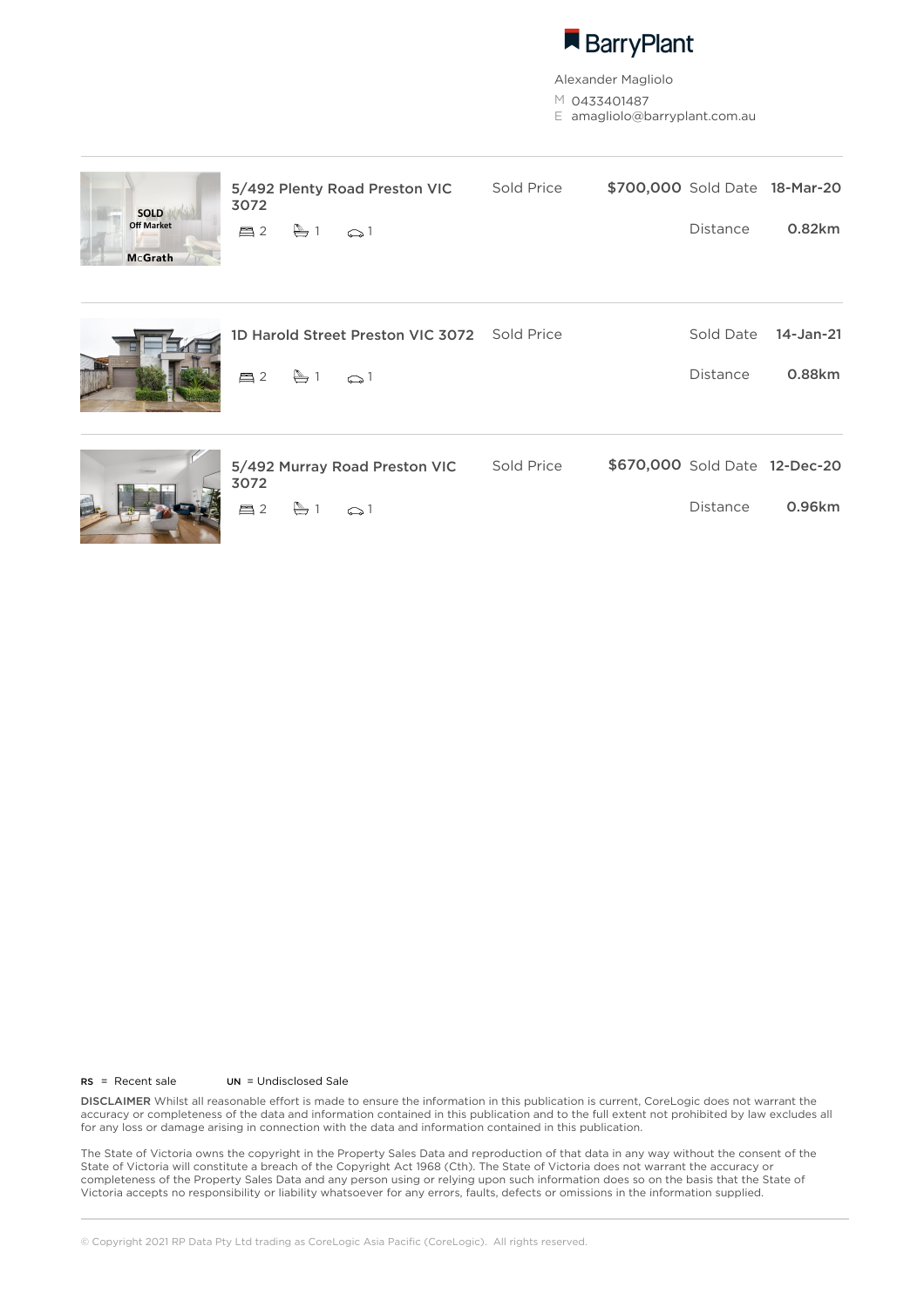BarryPlant

Alexander Magliolo
M 0433401487
E amagliolo@barryplant.com.au

| Address | Beds | Baths | Cars | | Sold Price | | Sold Date | |
|---|---|---|---|---|---|---|---|---|
| 5/492 Plenty Road Preston VIC 3072 | 2 | 1 | 1 | Sold Price | $700,000 | Sold Date | 18-Mar-20 | |
| | | | | | | Distance | 0.82km | |
| 1D Harold Street Preston VIC 3072 | 2 | 1 | 1 | Sold Price | | Sold Date | 14-Jan-21 | |
| | | | | | | Distance | 0.88km | |
| 5/492 Murray Road Preston VIC 3072 | 2 | 1 | 1 | Sold Price | $670,000 | Sold Date | 12-Dec-20 | |
| | | | | | | Distance | 0.96km | |

**RS** = Recent sale **UN** = Undisclosed Sale

**DISCLAIMER** Whilst all reasonable effort is made to ensure the information in this publication is current, CoreLogic does not warrant the accuracy or completeness of the data and information contained in this publication and to the full extent not prohibited by law excludes all for any loss or damage arising in connection with the data and information contained in this publication.

The State of Victoria owns the copyright in the Property Sales Data and reproduction of that data in any way without the consent of the State of Victoria will constitute a breach of the Copyright Act 1968 (Cth). The State of Victoria does not warrant the accuracy or completeness of the Property Sales Data and any person using or relying upon such information does so on the basis that the State of Victoria accepts no responsibility or liability whatsoever for any errors, faults, defects or omissions in the information supplied.

© Copyright 2021 RP Data Pty Ltd trading as CoreLogic Asia Pacific (CoreLogic). All rights reserved.